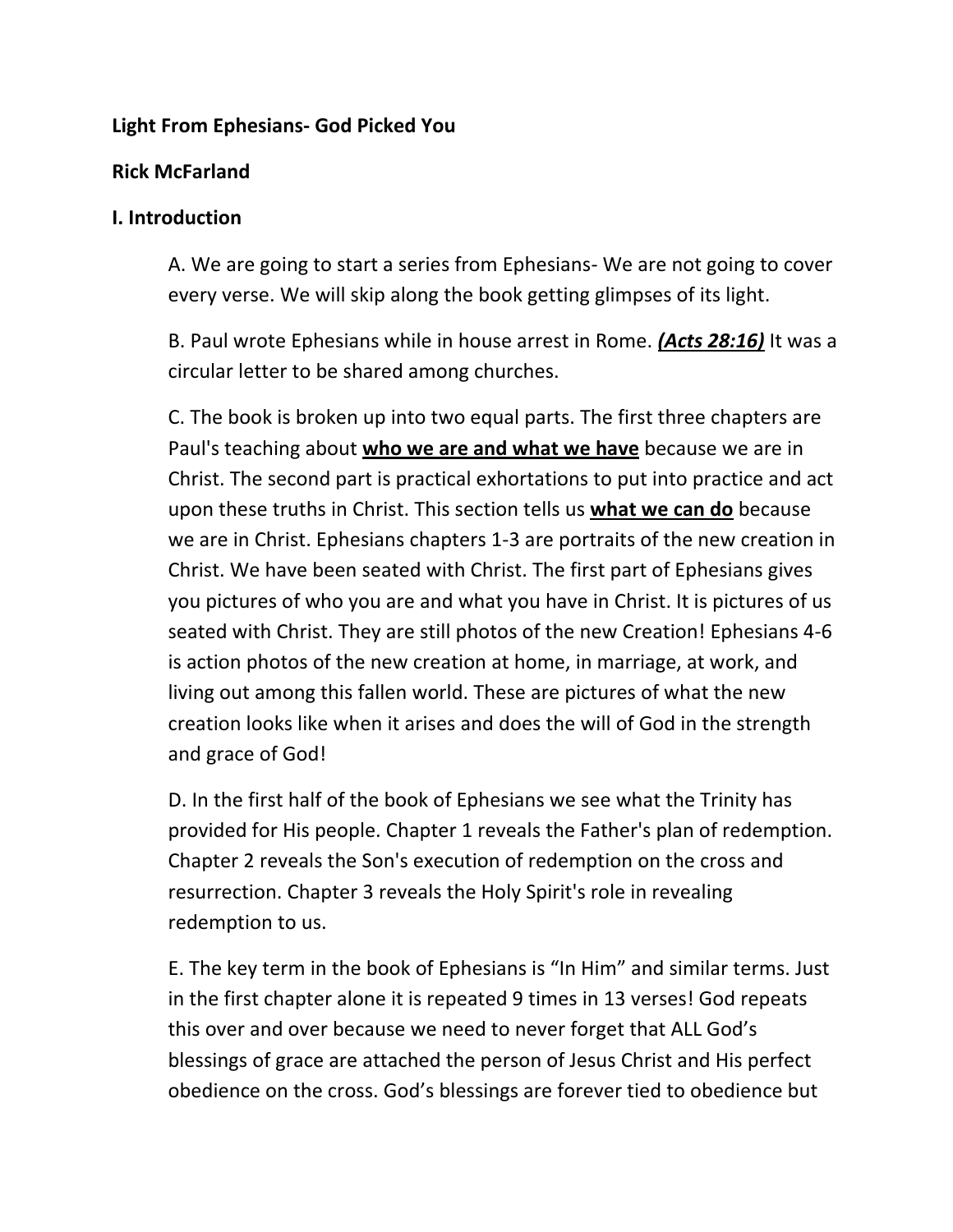**Light From Ephesians- God Picked You**

**Rick McFarland**

**I. Introduction**

A. We are going to start a series from Ephesians- We are not going to cover every verse. We will skip along the book getting glimpses of its light.

B. Paul wrote Ephesians while in house arrest in Rome. ***(Acts 28:16)*** It was a circular letter to be shared among churches.

C. The book is broken up into two equal parts. The first three chapters are Paul's teaching about **who we are and what we have** because we are in Christ. The second part is practical exhortations to put into practice and act upon these truths in Christ. This section tells us **what we can do** because we are in Christ. Ephesians chapters 1-3 are portraits of the new creation in Christ. We have been seated with Christ. The first part of Ephesians gives you pictures of who you are and what you have in Christ. It is pictures of us seated with Christ. They are still photos of the new Creation! Ephesians 4-6 is action photos of the new creation at home, in marriage, at work, and living out among this fallen world. These are pictures of what the new creation looks like when it arises and does the will of God in the strength and grace of God!

D. In the first half of the book of Ephesians we see what the Trinity has provided for His people. Chapter 1 reveals the Father's plan of redemption. Chapter 2 reveals the Son's execution of redemption on the cross and resurrection. Chapter 3 reveals the Holy Spirit's role in revealing redemption to us.

E. The key term in the book of Ephesians is "In Him" and similar terms. Just in the first chapter alone it is repeated 9 times in 13 verses! God repeats this over and over because we need to never forget that ALL God's blessings of grace are attached the person of Jesus Christ and His perfect obedience on the cross. God's blessings are forever tied to obedience but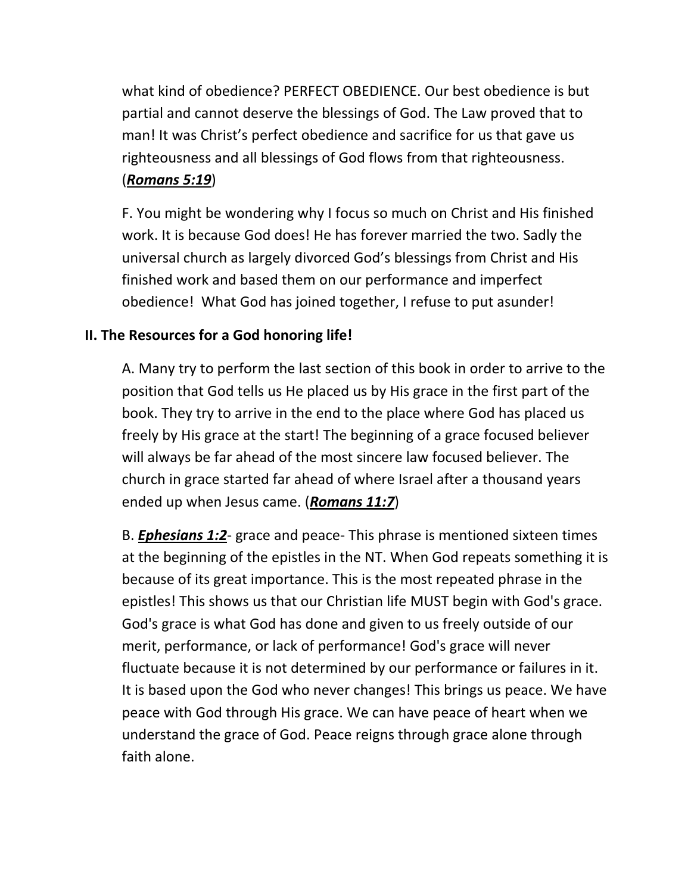what kind of obedience? PERFECT OBEDIENCE. Our best obedience is but partial and cannot deserve the blessings of God. The Law proved that to man! It was Christ's perfect obedience and sacrifice for us that gave us righteousness and all blessings of God flows from that righteousness. (***Romans 5:19***)

F. You might be wondering why I focus so much on Christ and His finished work. It is because God does! He has forever married the two. Sadly the universal church as largely divorced God's blessings from Christ and His finished work and based them on our performance and imperfect obedience! What God has joined together, I refuse to put asunder!

## II. The Resources for a God honoring life!

A. Many try to perform the last section of this book in order to arrive to the position that God tells us He placed us by His grace in the first part of the book. They try to arrive in the end to the place where God has placed us freely by His grace at the start! The beginning of a grace focused believer will always be far ahead of the most sincere law focused believer. The church in grace started far ahead of where Israel after a thousand years ended up when Jesus came. (***Romans 11:7***)

B. ***Ephesians 1:2***- grace and peace- This phrase is mentioned sixteen times at the beginning of the epistles in the NT. When God repeats something it is because of its great importance. This is the most repeated phrase in the epistles! This shows us that our Christian life MUST begin with God's grace. God's grace is what God has done and given to us freely outside of our merit, performance, or lack of performance! God's grace will never fluctuate because it is not determined by our performance or failures in it. It is based upon the God who never changes! This brings us peace. We have peace with God through His grace. We can have peace of heart when we understand the grace of God. Peace reigns through grace alone through faith alone.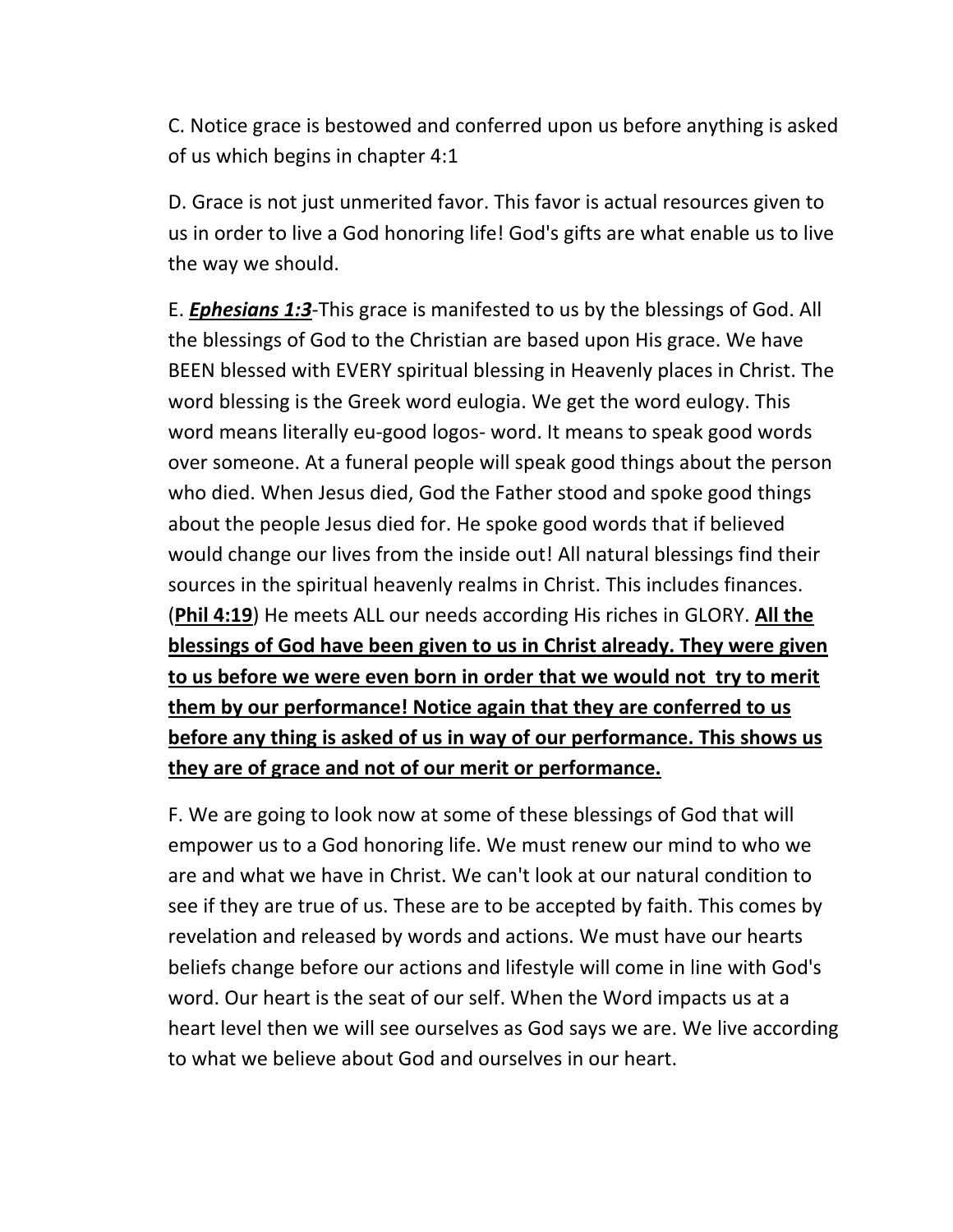C. Notice grace is bestowed and conferred upon us before anything is asked of us which begins in chapter 4:1

D. Grace is not just unmerited favor. This favor is actual resources given to us in order to live a God honoring life! God's gifts are what enable us to live the way we should.

E. ***<u>Ephesians 1:3</u>***-This grace is manifested to us by the blessings of God. All the blessings of God to the Christian are based upon His grace. We have BEEN blessed with EVERY spiritual blessing in Heavenly places in Christ. The word blessing is the Greek word eulogia. We get the word eulogy. This word means literally eu-good logos- word. It means to speak good words over someone. At a funeral people will speak good things about the person who died. When Jesus died, God the Father stood and spoke good things about the people Jesus died for. He spoke good words that if believed would change our lives from the inside out! All natural blessings find their sources in the spiritual heavenly realms in Christ. This includes finances. (**<u>Phil 4:19</u>**) He meets ALL our needs according His riches in GLORY. **<u>All the blessings of God have been given to us in Christ already. They were given to us before we were even born in order that we would not try to merit them by our performance! Notice again that they are conferred to us before any thing is asked of us in way of our performance. This shows us they are of grace and not of our merit or performance.</u>**

F. We are going to look now at some of these blessings of God that will empower us to a God honoring life. We must renew our mind to who we are and what we have in Christ. We can't look at our natural condition to see if they are true of us. These are to be accepted by faith. This comes by revelation and released by words and actions. We must have our hearts beliefs change before our actions and lifestyle will come in line with God's word. Our heart is the seat of our self. When the Word impacts us at a heart level then we will see ourselves as God says we are. We live according to what we believe about God and ourselves in our heart.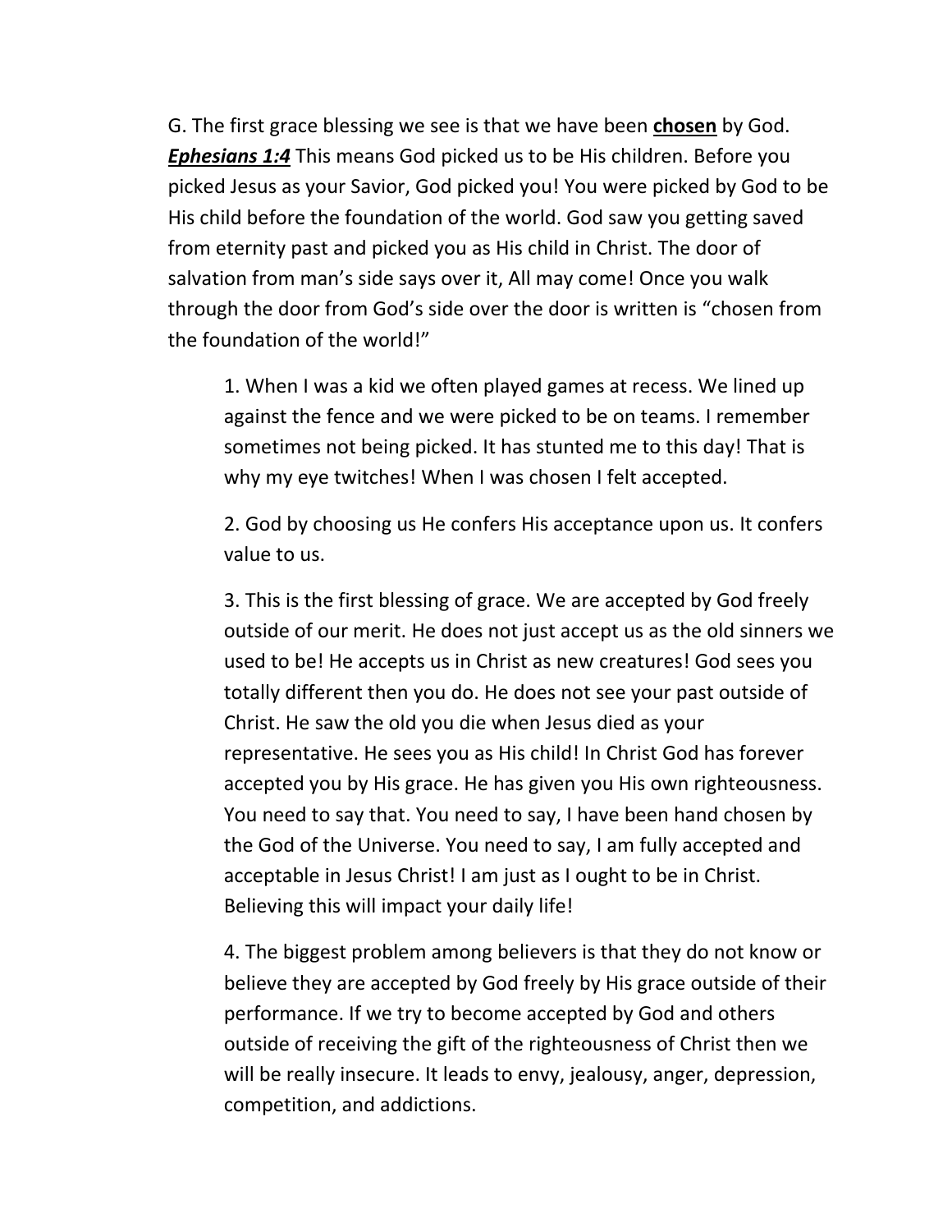G. The first grace blessing we see is that we have been **<u>chosen</u>** by God. ***<u>Ephesians 1:4</u>*** This means God picked us to be His children. Before you picked Jesus as your Savior, God picked you! You were picked by God to be His child before the foundation of the world. God saw you getting saved from eternity past and picked you as His child in Christ. The door of salvation from man's side says over it, All may come! Once you walk through the door from God's side over the door is written is "chosen from the foundation of the world!"

> 1. When I was a kid we often played games at recess. We lined up against the fence and we were picked to be on teams. I remember sometimes not being picked. It has stunted me to this day! That is why my eye twitches! When I was chosen I felt accepted.
>
> 2. God by choosing us He confers His acceptance upon us. It confers value to us.
>
> 3. This is the first blessing of grace. We are accepted by God freely outside of our merit. He does not just accept us as the old sinners we used to be! He accepts us in Christ as new creatures! God sees you totally different then you do. He does not see your past outside of Christ. He saw the old you die when Jesus died as your representative. He sees you as His child! In Christ God has forever accepted you by His grace. He has given you His own righteousness. You need to say that. You need to say, I have been hand chosen by the God of the Universe. You need to say, I am fully accepted and acceptable in Jesus Christ! I am just as I ought to be in Christ. Believing this will impact your daily life!
>
> 4. The biggest problem among believers is that they do not know or believe they are accepted by God freely by His grace outside of their performance. If we try to become accepted by God and others outside of receiving the gift of the righteousness of Christ then we will be really insecure. It leads to envy, jealousy, anger, depression, competition, and addictions.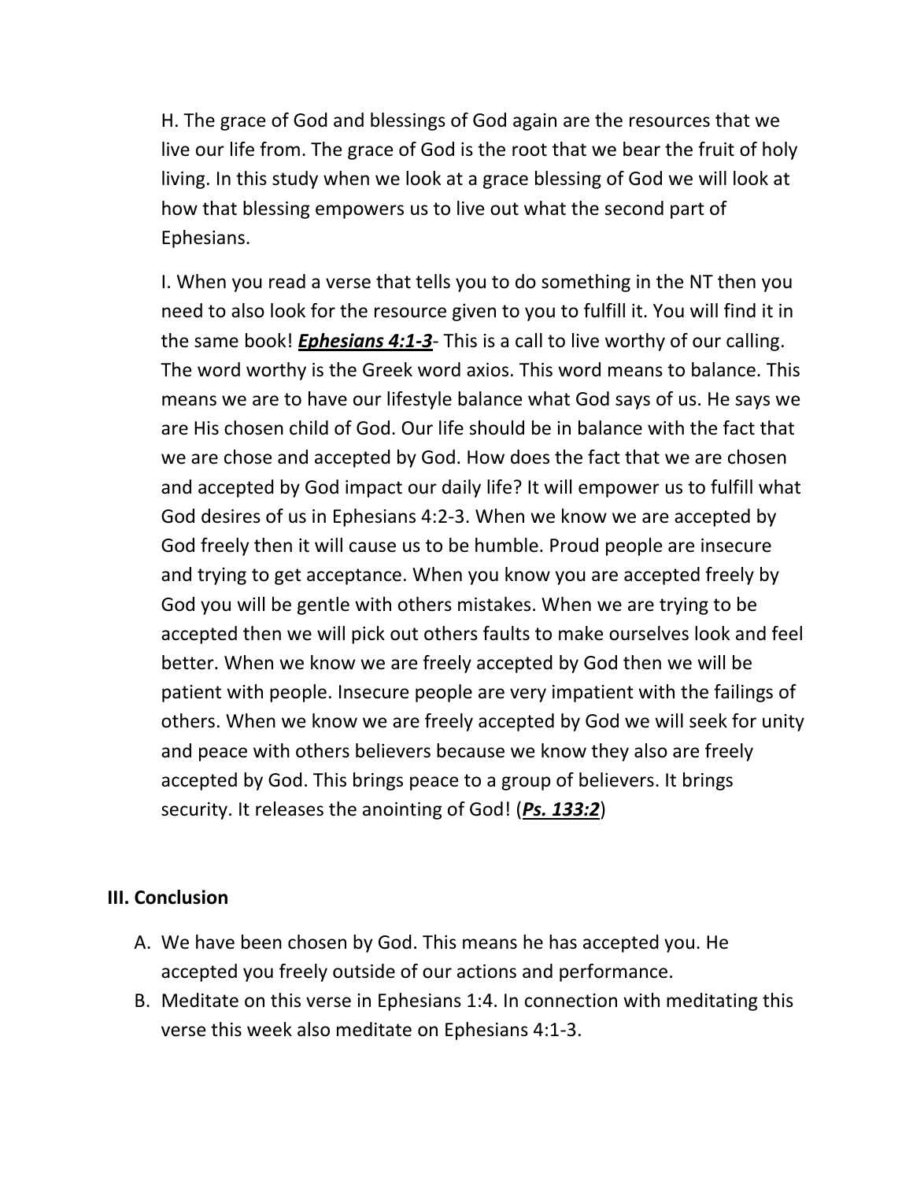H. The grace of God and blessings of God again are the resources that we live our life from. The grace of God is the root that we bear the fruit of holy living. In this study when we look at a grace blessing of God we will look at how that blessing empowers us to live out what the second part of Ephesians.

I. When you read a verse that tells you to do something in the NT then you need to also look for the resource given to you to fulfill it. You will find it in the same book! ***Ephesians 4:1-3***- This is a call to live worthy of our calling. The word worthy is the Greek word axios. This word means to balance. This means we are to have our lifestyle balance what God says of us. He says we are His chosen child of God. Our life should be in balance with the fact that we are chose and accepted by God. How does the fact that we are chosen and accepted by God impact our daily life? It will empower us to fulfill what God desires of us in Ephesians 4:2-3. When we know we are accepted by God freely then it will cause us to be humble. Proud people are insecure and trying to get acceptance. When you know you are accepted freely by God you will be gentle with others mistakes. When we are trying to be accepted then we will pick out others faults to make ourselves look and feel better. When we know we are freely accepted by God then we will be patient with people. Insecure people are very impatient with the failings of others. When we know we are freely accepted by God we will seek for unity and peace with others believers because we know they also are freely accepted by God. This brings peace to a group of believers. It brings security. It releases the anointing of God! (***Ps. 133:2***)

## III. Conclusion

A. We have been chosen by God. This means he has accepted you. He accepted you freely outside of our actions and performance.

B. Meditate on this verse in Ephesians 1:4. In connection with meditating this verse this week also meditate on Ephesians 4:1-3.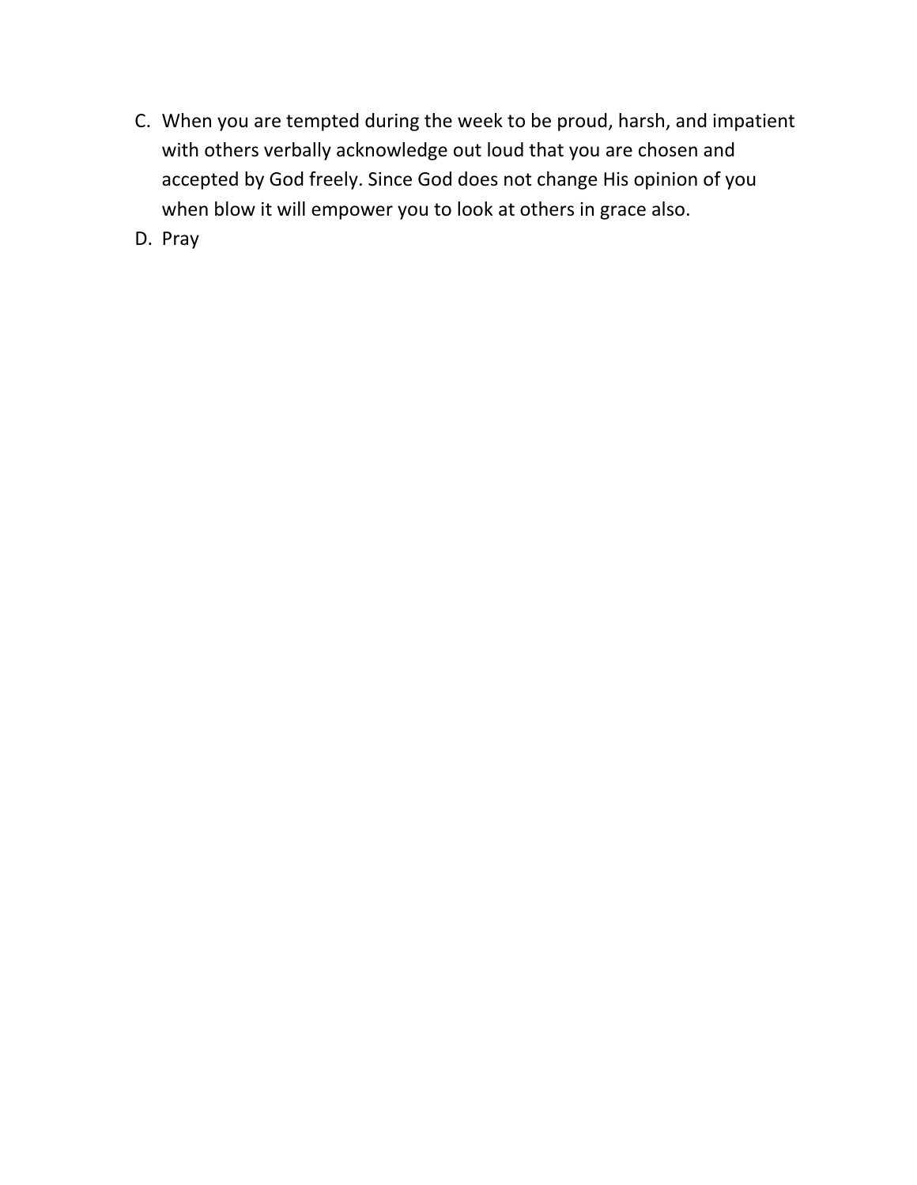C. When you are tempted during the week to be proud, harsh, and impatient with others verbally acknowledge out loud that you are chosen and accepted by God freely. Since God does not change His opinion of you when blow it will empower you to look at others in grace also.

D. Pray